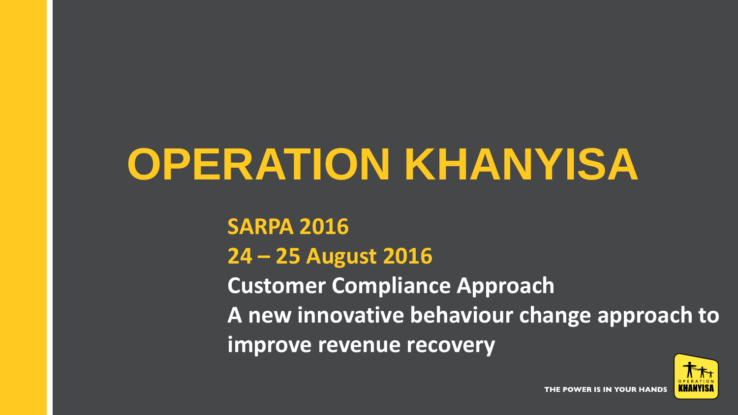# OPERATION KHANYISA

**SARPA 2016**

**24 – 25 August 2016**

**Customer Compliance Approach**

**A new innovative behaviour change approach to improve revenue recovery**

THE POWER IS IN YOUR HANDS

OPERATION KHANYISA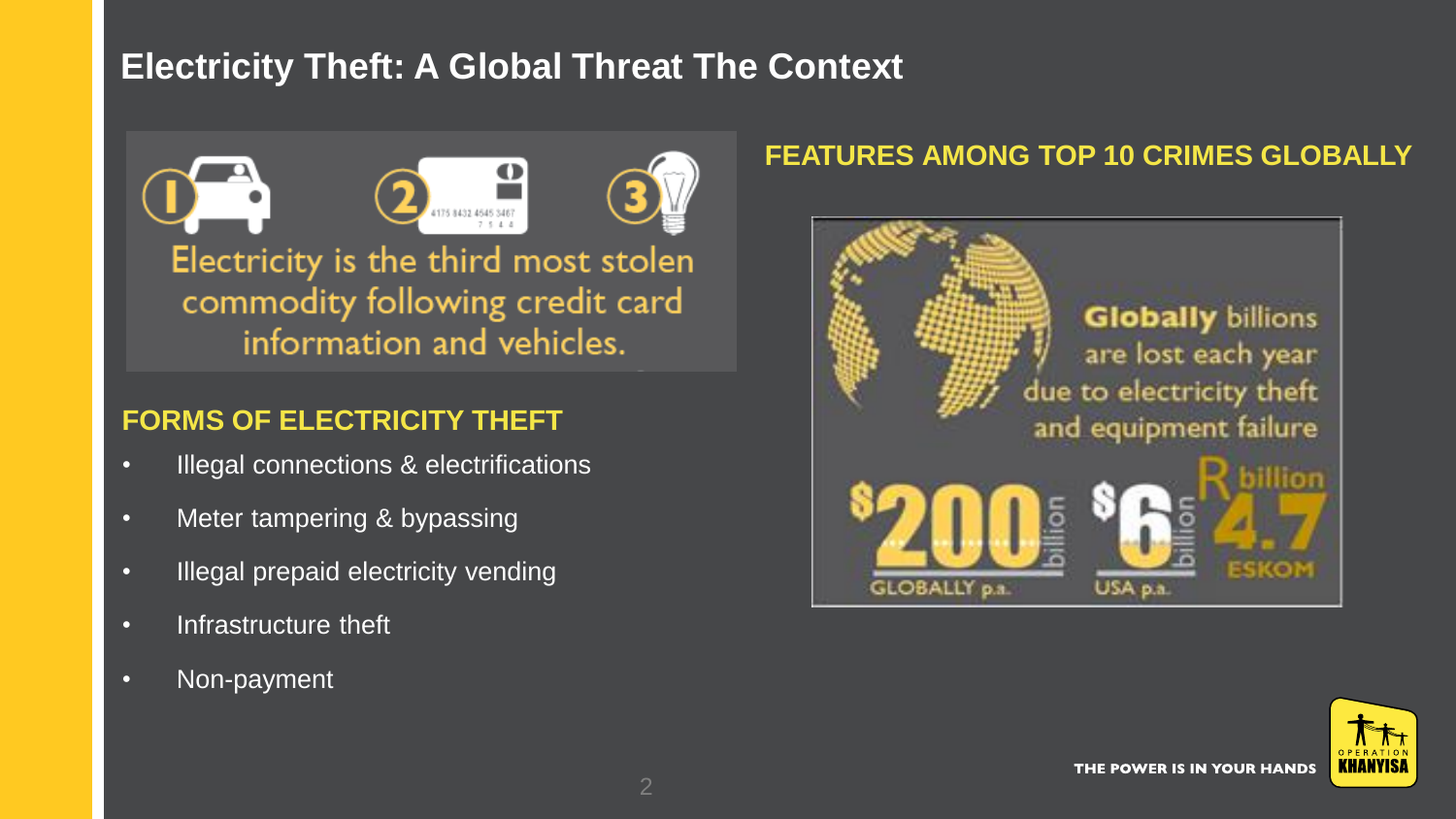# Electricity Theft: A Global Threat The Context

Electricity is the third most stolen commodity following credit card information and vehicles.

## FORMS OF ELECTRICITY THEFT

- Illegal connections & electrifications
- Meter tampering & bypassing
- Illegal prepaid electricity vending
- Infrastructure theft
- Non-payment

## FEATURES AMONG TOP 10 CRIMES GLOBALLY

**Globally** billions are lost each year due to electricity theft and equipment failure

$200 billion GLOBALLY p.a.

$6 billion USA p.a.

R 4.7 billion ESKOM

THE POWER IS IN YOUR HANDS

OPERATION KHANYISA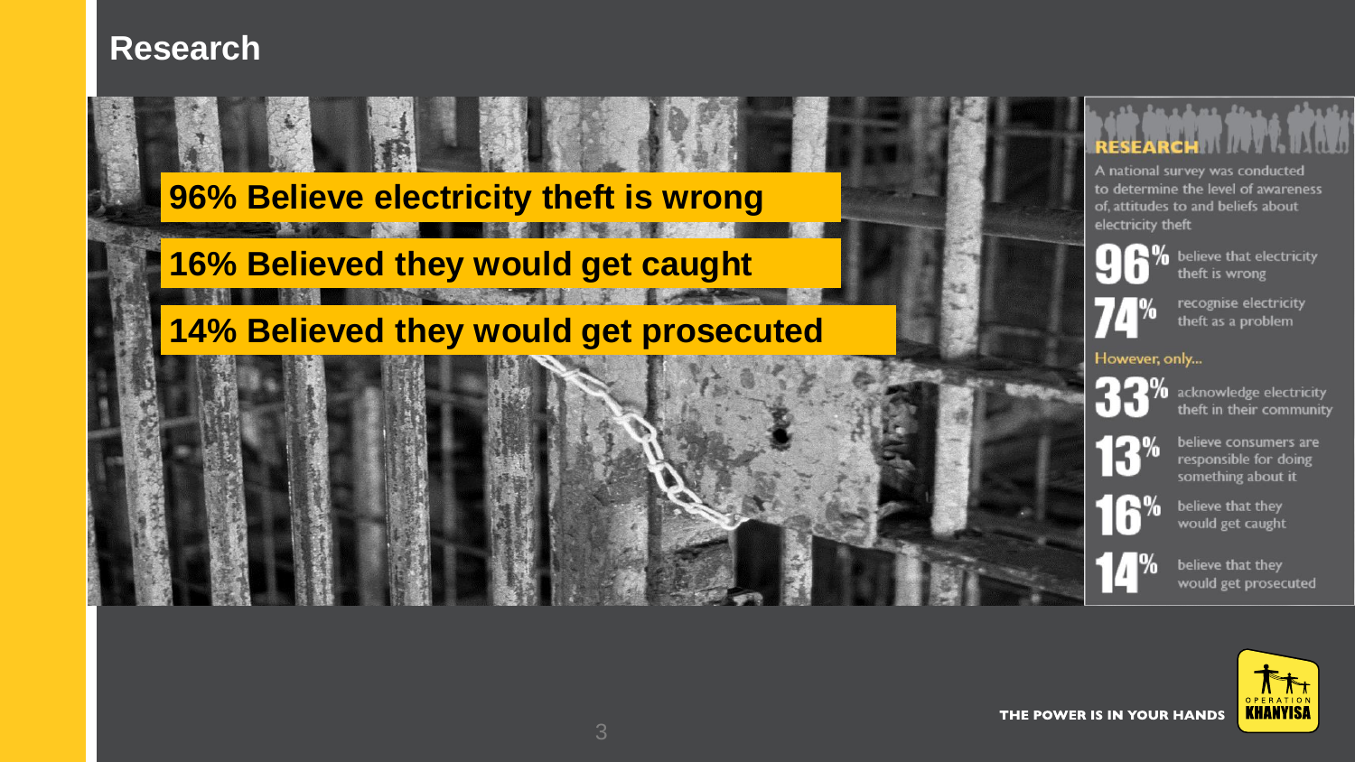# Research

**96% Believe electricity theft is wrong**

**16% Believed they would get caught**

**14% Believed they would get prosecuted**

## RESEARCH

A national survey was conducted to determine the level of awareness of, attitudes to and beliefs about electricity theft

- **96%** believe that electricity theft is wrong
- **74%** recognise electricity theft as a problem

However, only...

- **33%** acknowledge electricity theft in their community
- **13%** believe consumers are responsible for doing something about it
- **16%** believe that they would get caught
- **14%** believe that they would get prosecuted

THE POWER IS IN YOUR HANDS

OPERATION KHANYISA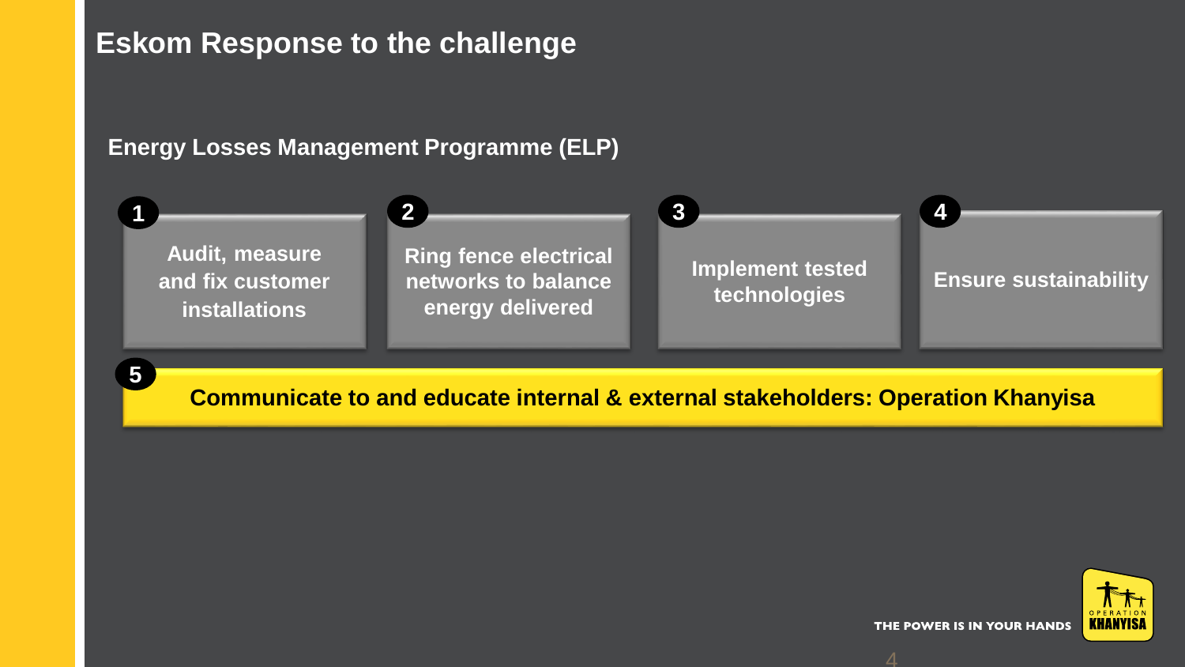# Eskom Response to the challenge

## Energy Losses Management Programme (ELP)

1. Audit, measure and fix customer installations
2. Ring fence electrical networks to balance energy delivered
3. Implement tested technologies
4. Ensure sustainability
5. Communicate to and educate internal & external stakeholders: Operation Khanyisa

THE POWER IS IN YOUR HANDS

OPERATION KHANYISA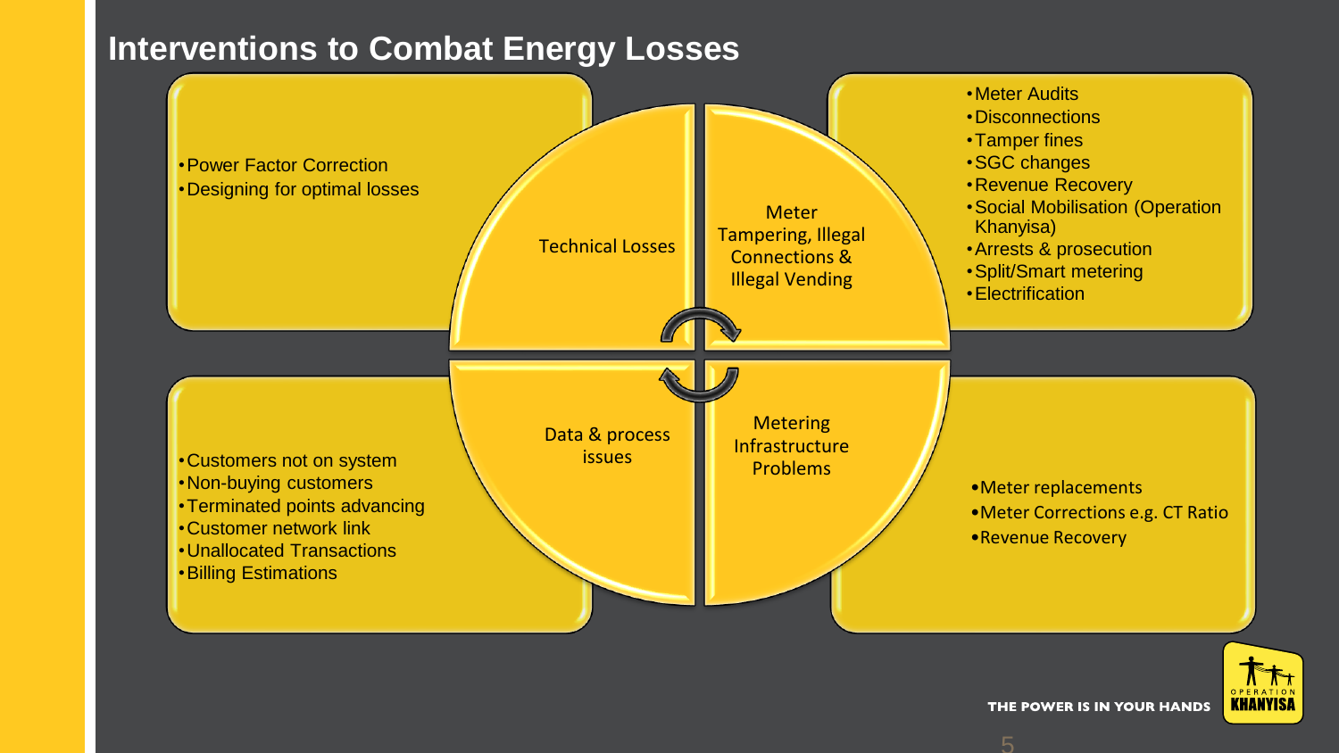# Interventions to Combat Energy Losses

## Technical Losses

- Power Factor Correction
- Designing for optimal losses

## Meter Tampering, Illegal Connections & Illegal Vending

- Meter Audits
- Disconnections
- Tamper fines
- SGC changes
- Revenue Recovery
- Social Mobilisation (Operation Khanyisa)
- Arrests & prosecution
- Split/Smart metering
- Electrification

## Data & process issues

- Customers not on system
- Non-buying customers
- Terminated points advancing
- Customer network link
- Unallocated Transactions
- Billing Estimations

## Metering Infrastructure Problems

- Meter replacements
- Meter Corrections e.g. CT Ratio
- Revenue Recovery

THE POWER IS IN YOUR HANDS

OPERATION KHANYISA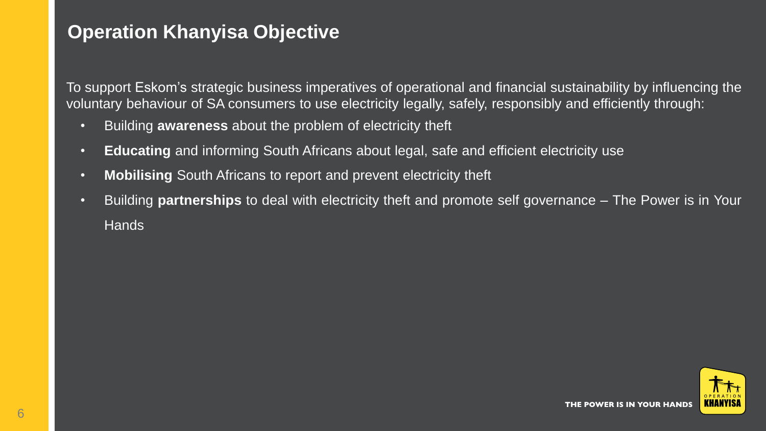# Operation Khanyisa Objective

To support Eskom's strategic business imperatives of operational and financial sustainability by influencing the voluntary behaviour of SA consumers to use electricity legally, safely, responsibly and efficiently through:

- Building **awareness** about the problem of electricity theft
- **Educating** and informing South Africans about legal, safe and efficient electricity use
- **Mobilising** South Africans to report and prevent electricity theft
- Building **partnerships** to deal with electricity theft and promote self governance – The Power is in Your Hands

THE POWER IS IN YOUR HANDS

OPERATION KHANYISA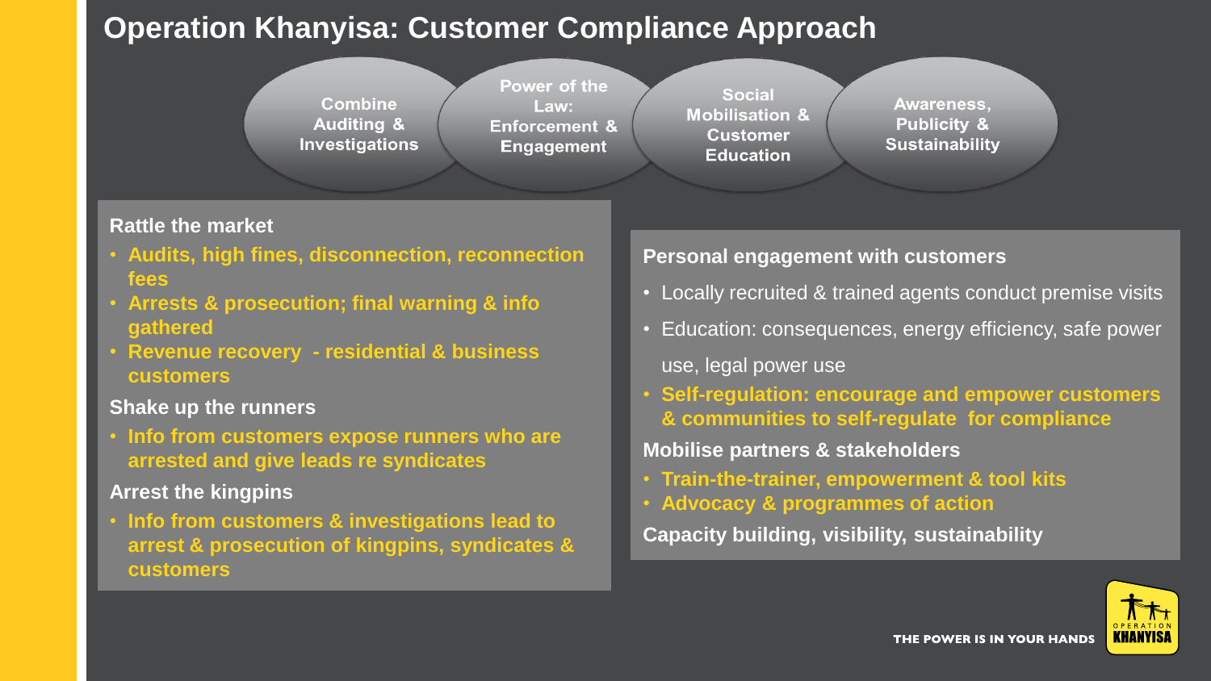# Operation Khanyisa: Customer Compliance Approach

- Combine Auditing & Investigations
- Power of the Law: Enforcement & Engagement
- Social Mobilisation & Customer Education
- Awareness, Publicity & Sustainability

**Rattle the market**

- **Audits, high fines, disconnection, reconnection fees**
- **Arrests & prosecution; final warning & info gathered**
- **Revenue recovery - residential & business customers**

**Shake up the runners**

- **Info from customers expose runners who are arrested and give leads re syndicates**

**Arrest the kingpins**

- **Info from customers & investigations lead to arrest & prosecution of kingpins, syndicates & customers**

**Personal engagement with customers**

- Locally recruited & trained agents conduct premise visits
- Education: consequences, energy efficiency, safe power use, legal power use
- **Self-regulation: encourage and empower customers & communities to self-regulate for compliance**

**Mobilise partners & stakeholders**

- **Train-the-trainer, empowerment & tool kits**
- **Advocacy & programmes of action**

**Capacity building, visibility, sustainability**

THE POWER IS IN YOUR HANDS

OPERATION KHANYISA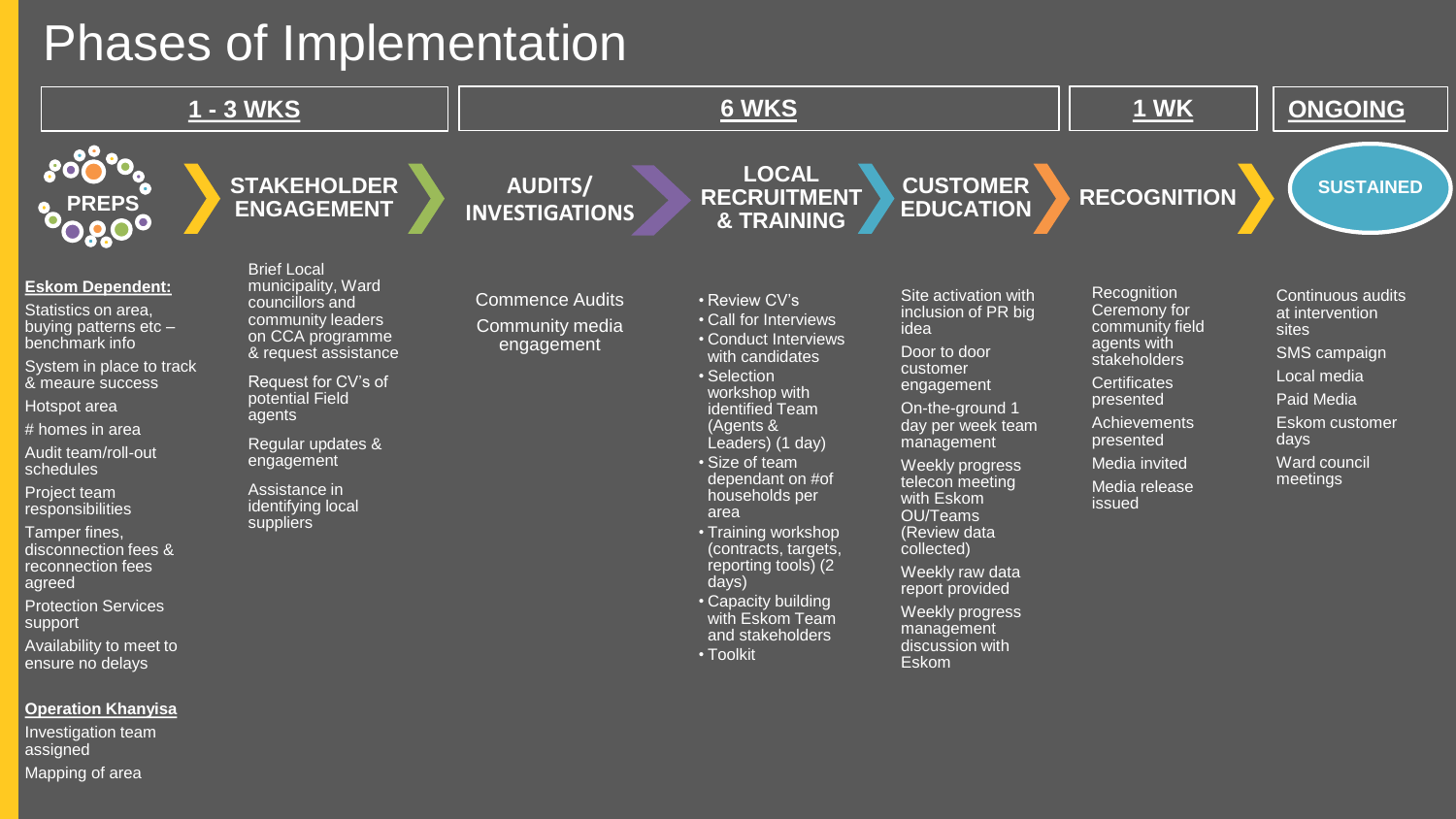# Phases of Implementation

| 1 - 3 WKS | | 6 WKS | | | 1 WK | ONGOING |
|---|---|---|---|---|---|---|
| **PREPS** | **STAKEHOLDER ENGAGEMENT** | **AUDITS/ INVESTIGATIONS** | **LOCAL RECRUITMENT & TRAINING** | **CUSTOMER EDUCATION** | **RECOGNITION** | **SUSTAINED** |

## PREPS

**Eskom Dependent:**

- Statistics on area, buying patterns etc – benchmark info
- System in place to track & meaure success
- Hotspot area
- # homes in area
- Audit team/roll-out schedules
- Project team responsibilities
- Tamper fines, disconnection fees & reconnection fees agreed
- Protection Services support
- Availability to meet to ensure no delays

**Operation Khanyisa**

- Investigation team assigned
- Mapping of area

## STAKEHOLDER ENGAGEMENT

- Brief Local municipality, Ward councillors and community leaders on CCA programme & request assistance
- Request for CV's of potential Field agents
- Regular updates & engagement
- Assistance in identifying local suppliers

## AUDITS/ INVESTIGATIONS

- Commence Audits
- Community media engagement

## LOCAL RECRUITMENT & TRAINING

- Review CV's
- Call for Interviews
- Conduct Interviews with candidates
- Selection workshop with identified Team (Agents & Leaders) (1 day)
- Size of team dependant on #of households per area
- Training workshop (contracts, targets, reporting tools) (2 days)
- Capacity building with Eskom Team and stakeholders
- Toolkit

## CUSTOMER EDUCATION

- Site activation with inclusion of PR big idea
- Door to door customer engagement
- On-the-ground 1 day per week team management
- Weekly progress telecon meeting with Eskom OU/Teams (Review data collected)
- Weekly raw data report provided
- Weekly progress management discussion with Eskom

## RECOGNITION

- Recognition Ceremony for community field agents with stakeholders
- Certificates presented
- Achievements presented
- Media invited
- Media release issued

## SUSTAINED

- Continuous audits at intervention sites
- SMS campaign
- Local media
- Paid Media
- Eskom customer days
- Ward council meetings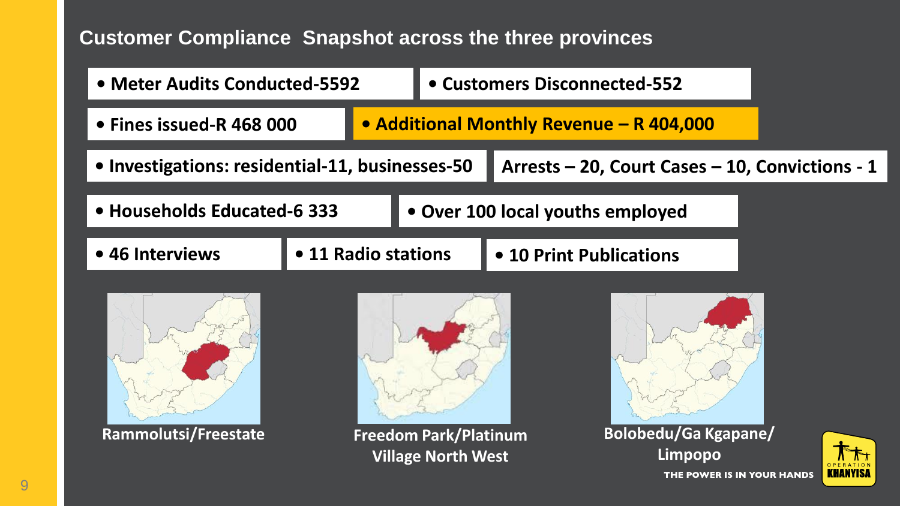## Customer Compliance Snapshot across the three provinces

- Meter Audits Conducted-5592
- Customers Disconnected-552
- Fines issued-R 468 000
- **Additional Monthly Revenue – R 404,000**
- Investigations: residential-11, businesses-50

Arrests – 20, Court Cases – 10, Convictions - 1

- Households Educated-6 333
- Over 100 local youths employed
- 46 Interviews
- 11 Radio stations
- 10 Print Publications

Rammolutsi/Freestate

Freedom Park/Platinum Village North West

Bolobedu/Ga Kgapane/ Limpopo

THE POWER IS IN YOUR HANDS

OPERATION KHANYISA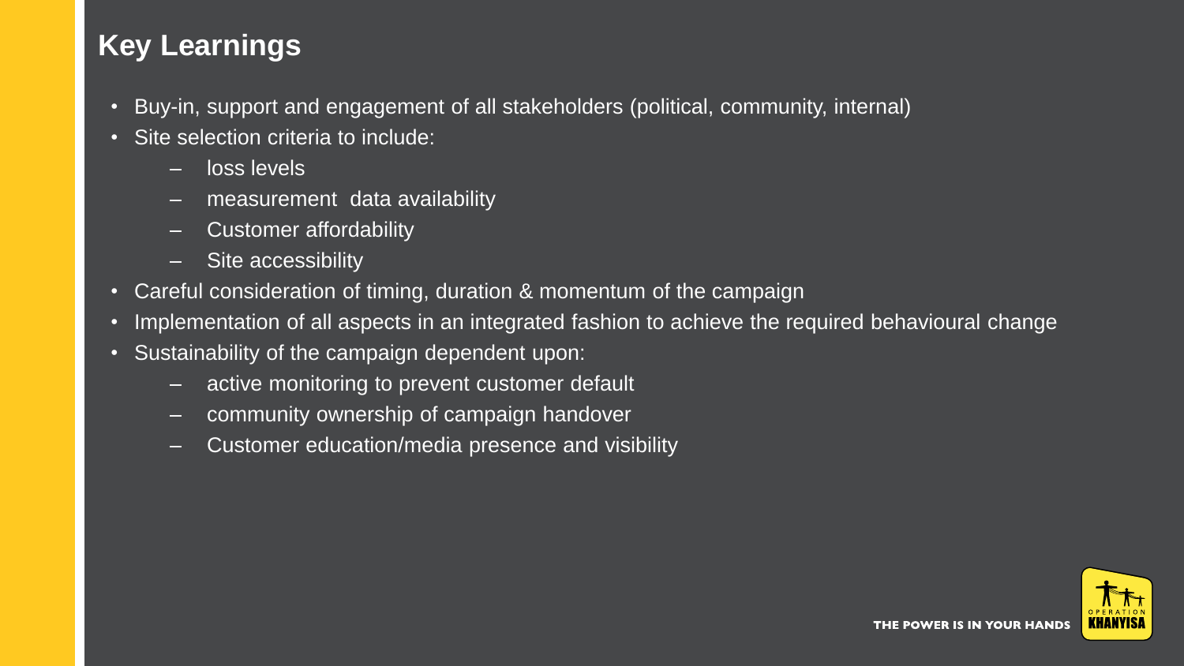## Key Learnings

- Buy-in, support and engagement of all stakeholders (political, community, internal)
- Site selection criteria to include:
  - loss levels
  - measurement  data availability
  - Customer affordability
  - Site accessibility
- Careful consideration of timing, duration & momentum of the campaign
- Implementation of all aspects in an integrated fashion to achieve the required behavioural change
- Sustainability of the campaign dependent upon:
  - active monitoring to prevent customer default
  - community ownership of campaign handover
  - Customer education/media presence and visibility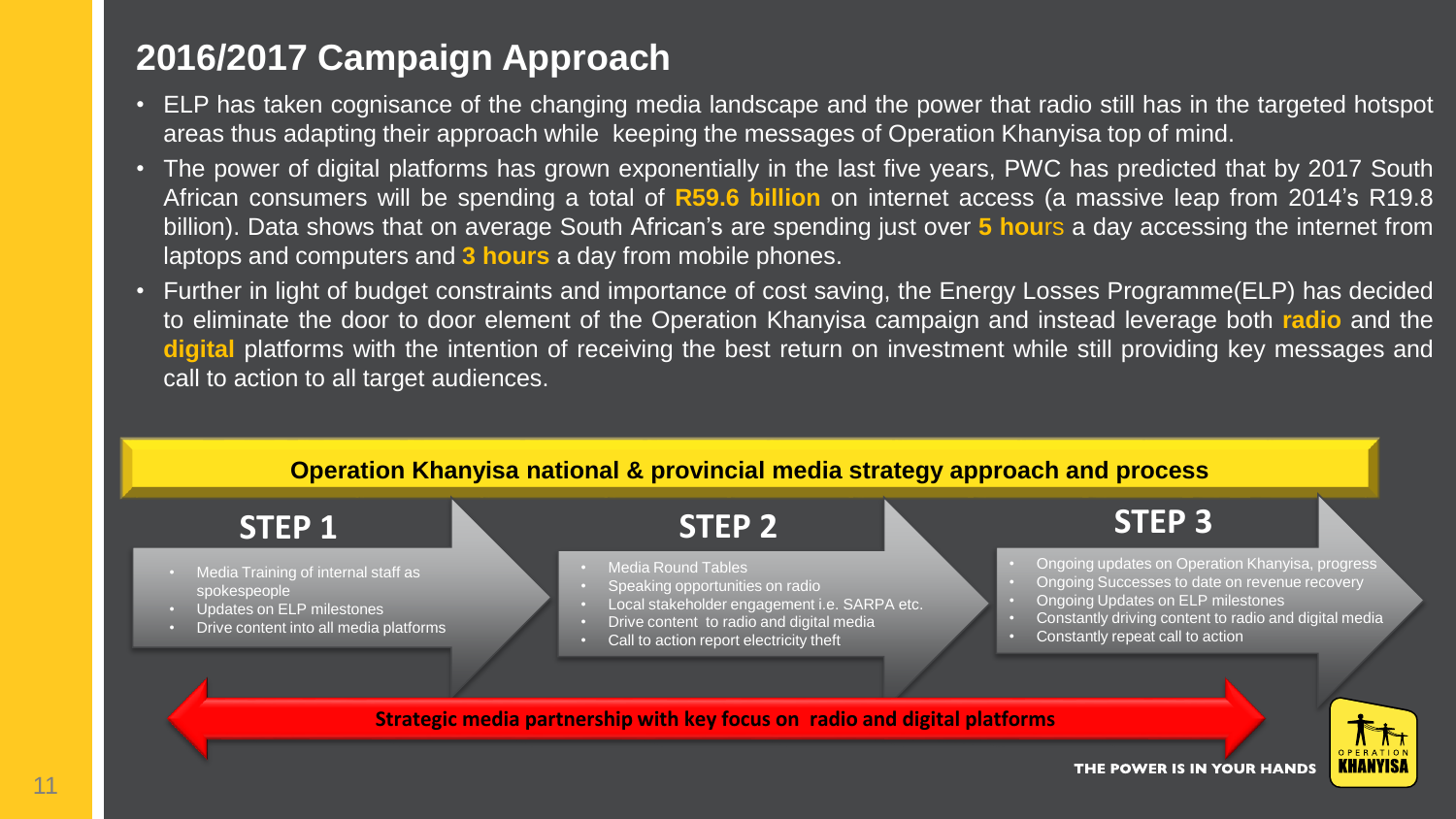# 2016/2017 Campaign Approach

- ELP has taken cognisance of the changing media landscape and the power that radio still has in the targeted hotspot areas thus adapting their approach while keeping the messages of Operation Khanyisa top of mind.
- The power of digital platforms has grown exponentially in the last five years, PWC has predicted that by 2017 South African consumers will be spending a total of **R59.6 billion** on internet access (a massive leap from 2014's R19.8 billion). Data shows that on average South African's are spending just over **5 hours** a day accessing the internet from laptops and computers and **3 hours** a day from mobile phones.
- Further in light of budget constraints and importance of cost saving, the Energy Losses Programme(ELP) has decided to eliminate the door to door element of the Operation Khanyisa campaign and instead leverage both **radio** and the **digital** platforms with the intention of receiving the best return on investment while still providing key messages and call to action to all target audiences.

## Operation Khanyisa national & provincial media strategy approach and process

### STEP 1

- Media Training of internal staff as spokespeople
- Updates on ELP milestones
- Drive content into all media platforms

### STEP 2

- Media Round Tables
- Speaking opportunities on radio
- Local stakeholder engagement i.e. SARPA etc.
- Drive content to radio and digital media
- Call to action report electricity theft

### STEP 3

- Ongoing updates on Operation Khanyisa, progress
- Ongoing Successes to date on revenue recovery
- Ongoing Updates on ELP milestones
- Constantly driving content to radio and digital media
- Constantly repeat call to action

**Strategic media partnership with key focus on radio and digital platforms**

**THE POWER IS IN YOUR HANDS**

OPERATION KHANYISA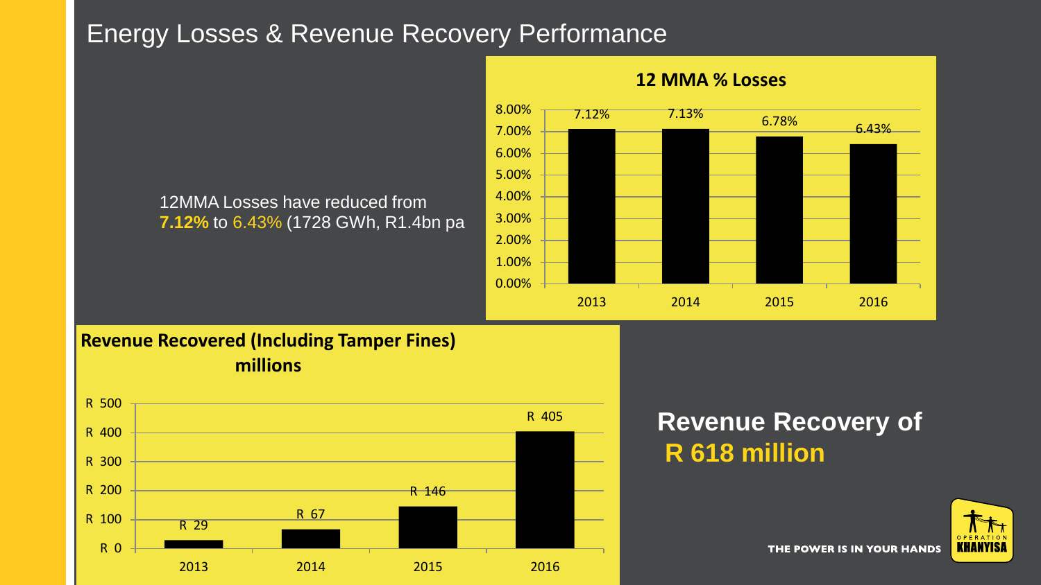# Energy Losses & Revenue Recovery Performance

12MMA Losses have reduced from **7.12%** to 6.43% (1728 GWh, R1.4bn pa

**12 MMA % Losses**

| Year | % Losses |
|---|---|
| 2013 | 7.12% |
| 2014 | 7.13% |
| 2015 | 6.78% |
| 2016 | 6.43% |

**Revenue Recovered (Including Tamper Fines) millions**

| Year | Revenue Recovered |
|---|---|
| 2013 | R 29 |
| 2014 | R 67 |
| 2015 | R 146 |
| 2016 | R 405 |

**Revenue Recovery of R 618 million**

THE POWER IS IN YOUR HANDS

OPERATION KHANYISA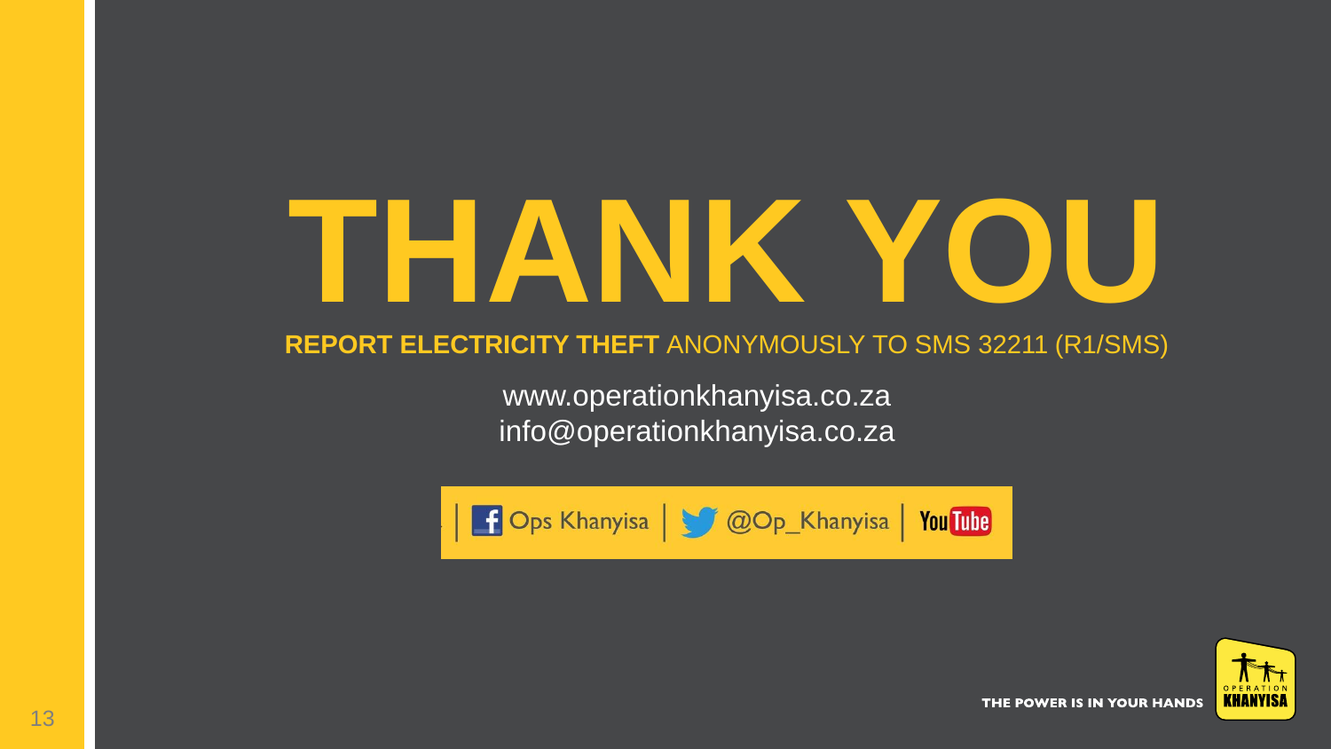# THANK YOU

**REPORT ELECTRICITY THEFT** ANONYMOUSLY TO SMS 32211 (R1/SMS)

www.operationkhanyisa.co.za
info@operationkhanyisa.co.za

Ops Khanyisa | @Op_Khanyisa | YouTube

THE POWER IS IN YOUR HANDS

OPERATION KHANYISA